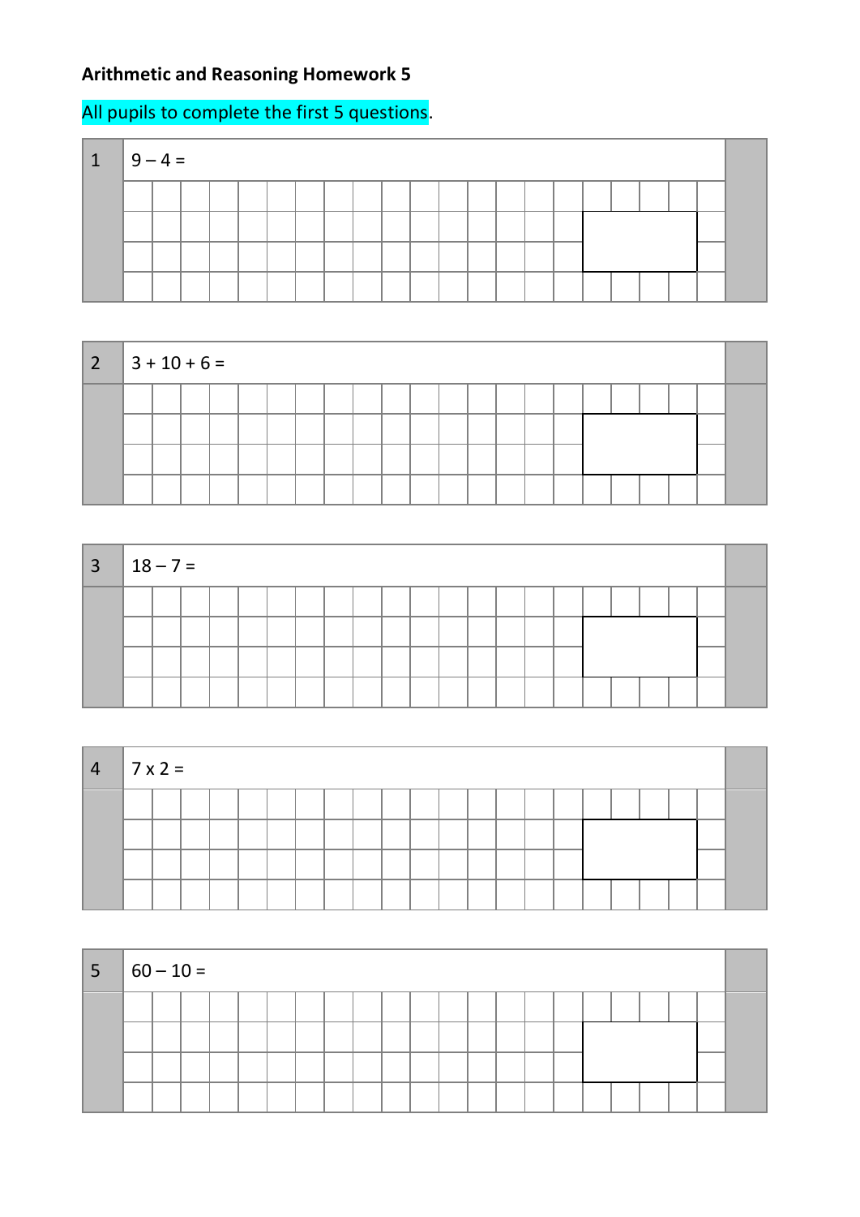**Arithmetic and Reasoning Homework 5**

All pupils to complete the first 5 questions.

1. $9 - 4 =$

2. $3 + 10 + 6 =$

3. $18 - 7 =$

4. $7 \times 2 =$

5. $60 - 10 =$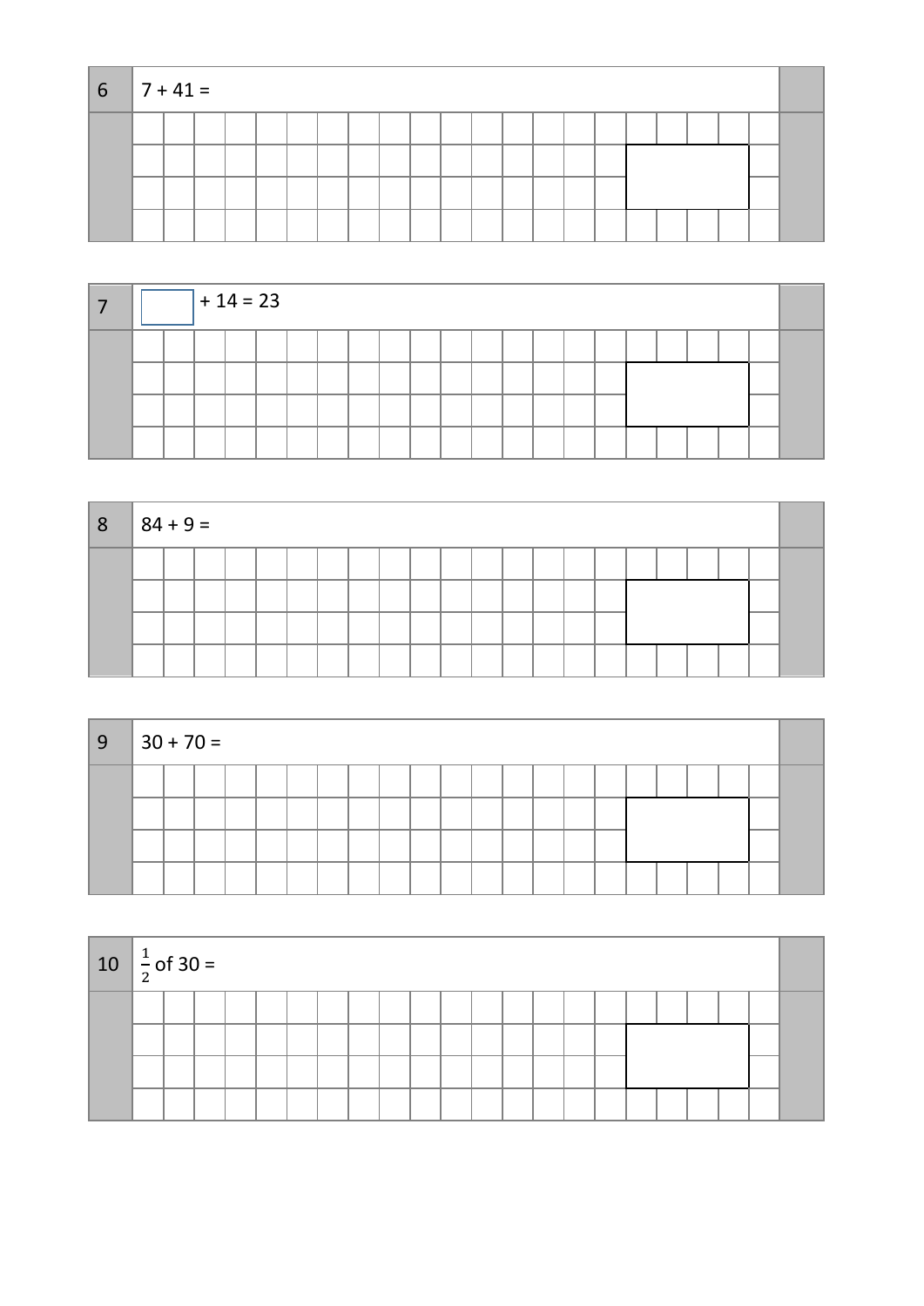6 $7 + 41 =$

7 $\square + 14 = 23$

8 $84 + 9 =$

9 $30 + 70 =$

10 $\frac{1}{2}$ of $30 =$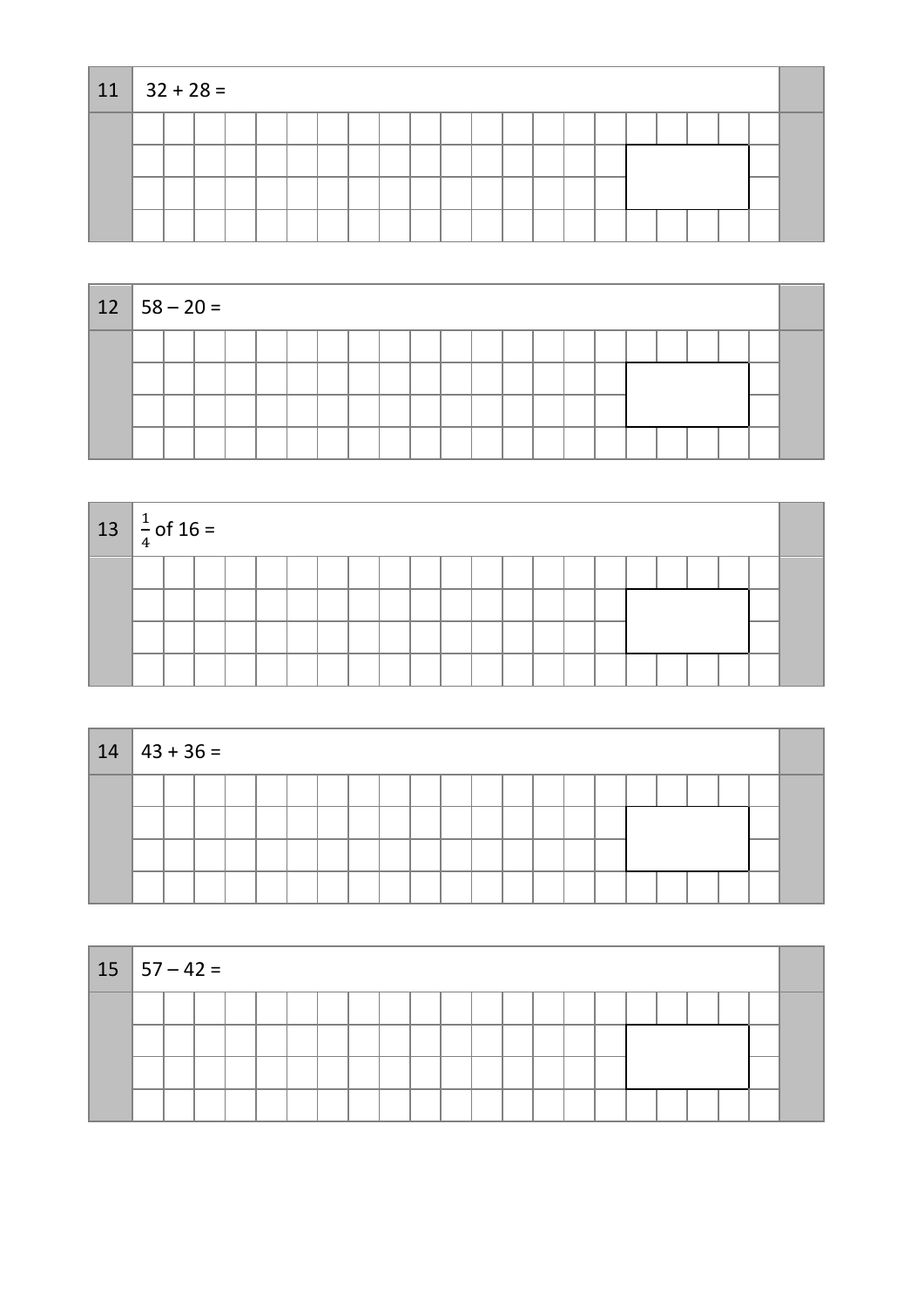**11** $32 + 28 =$

**12** $58 - 20 =$

**13** $\frac{1}{4}$ of $16 =$

**14** $43 + 36 =$

**15** $57 - 42 =$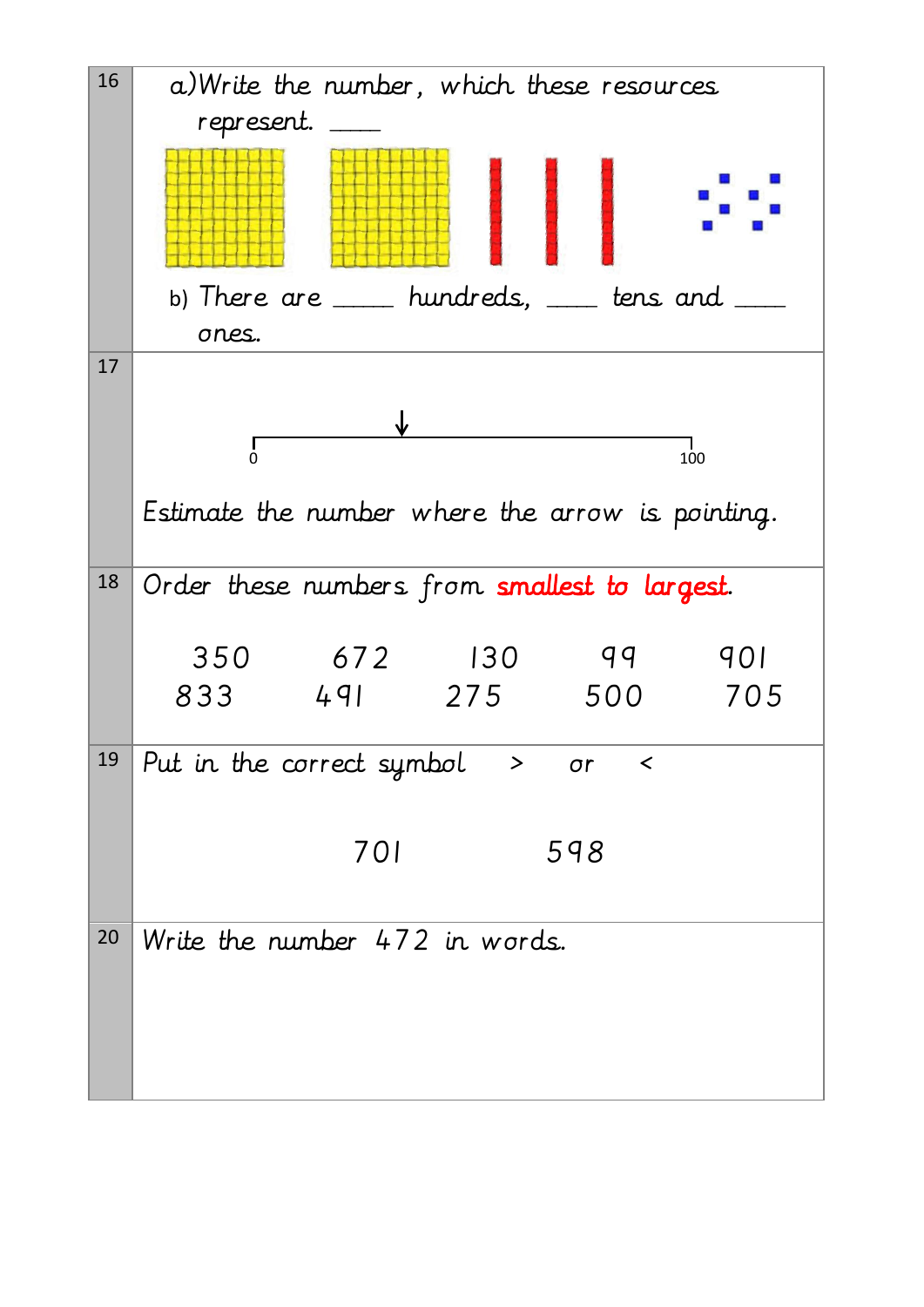**16**

a) Write the number, which these resources represent. ____

b) There are _____ hundreds, ____ tens and ____ ones.

**17**

0

100

Estimate the number where the arrow is pointing.

**18**

Order these numbers from **smallest to largest**.

| | | | | |
|---|---|---|---|---|
| 350 | 672 | 130 | 99 | 901 |
| 833 | 491 | 275 | 500 | 705 |

**19**

Put in the correct symbol > or <

701 598

**20**

Write the number 472 in words.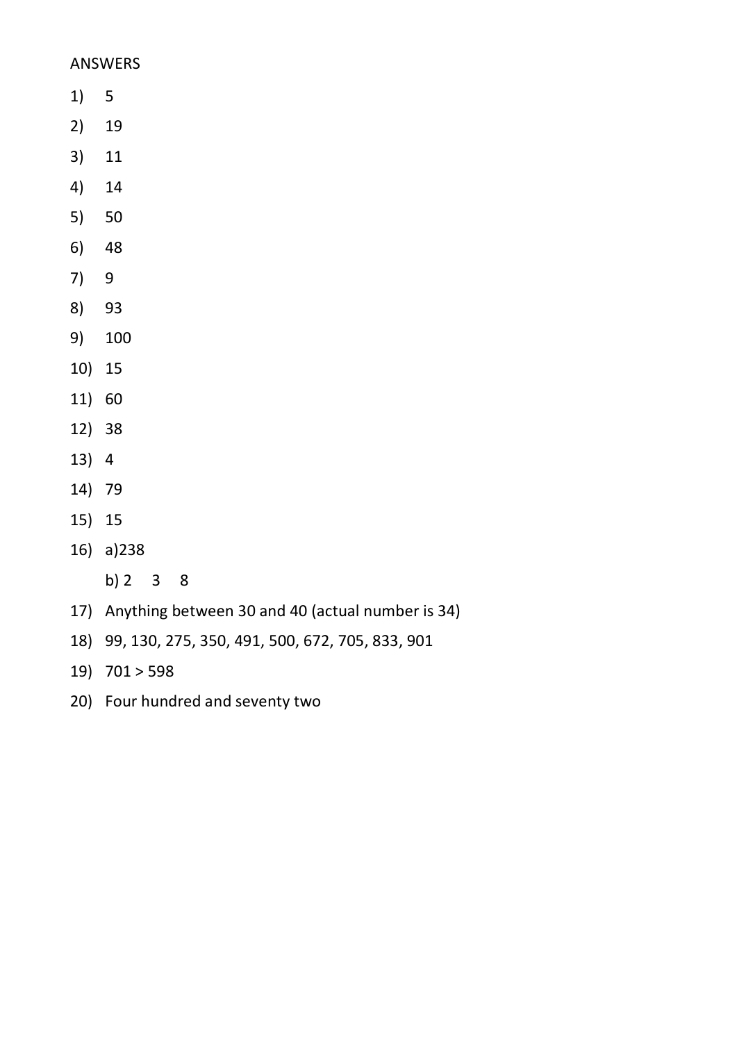ANSWERS

1) 5
2) 19
3) 11
4) 14
5) 50
6) 48
7) 9
8) 93
9) 100
10) 15
11) 60
12) 38
13) 4
14) 79
15) 15
16) a)238

    b) 2 3 8
17) Anything between 30 and 40 (actual number is 34)
18) 99, 130, 275, 350, 491, 500, 672, 705, 833, 901
19) 701 > 598
20) Four hundred and seventy two